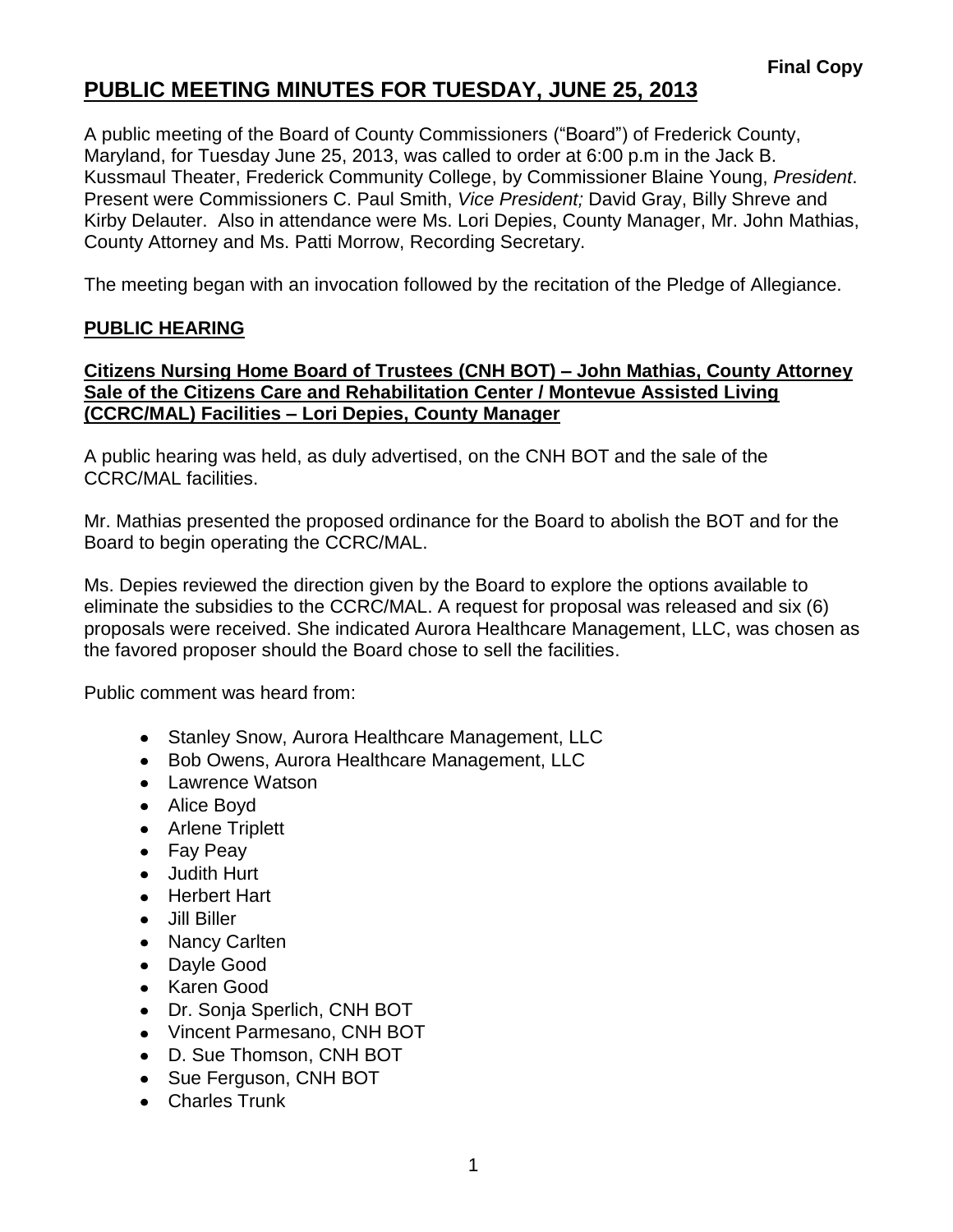**Final Copy**

# PUBLIC MEETING MINUTES FOR TUESDAY, JUNE 25, 2013

A public meeting of the Board of County Commissioners ("Board") of Frederick County, Maryland, for Tuesday June 25, 2013, was called to order at 6:00 p.m in the Jack B. Kussmaul Theater, Frederick Community College, by Commissioner Blaine Young, *President*. Present were Commissioners C. Paul Smith, *Vice President;* David Gray, Billy Shreve and Kirby Delauter. Also in attendance were Ms. Lori Depies, County Manager, Mr. John Mathias, County Attorney and Ms. Patti Morrow, Recording Secretary.

The meeting began with an invocation followed by the recitation of the Pledge of Allegiance.

## PUBLIC HEARING

### Citizens Nursing Home Board of Trustees (CNH BOT) – John Mathias, County Attorney Sale of the Citizens Care and Rehabilitation Center / Montevue Assisted Living (CCRC/MAL) Facilities – Lori Depies, County Manager

A public hearing was held, as duly advertised, on the CNH BOT and the sale of the CCRC/MAL facilities.

Mr. Mathias presented the proposed ordinance for the Board to abolish the BOT and for the Board to begin operating the CCRC/MAL.

Ms. Depies reviewed the direction given by the Board to explore the options available to eliminate the subsidies to the CCRC/MAL. A request for proposal was released and six (6) proposals were received. She indicated Aurora Healthcare Management, LLC, was chosen as the favored proposer should the Board chose to sell the facilities.

Public comment was heard from:

- Stanley Snow, Aurora Healthcare Management, LLC
- Bob Owens, Aurora Healthcare Management, LLC
- Lawrence Watson
- Alice Boyd
- Arlene Triplett
- Fay Peay
- Judith Hurt
- Herbert Hart
- Jill Biller
- Nancy Carlten
- Dayle Good
- Karen Good
- Dr. Sonja Sperlich, CNH BOT
- Vincent Parmesano, CNH BOT
- D. Sue Thomson, CNH BOT
- Sue Ferguson, CNH BOT
- Charles Trunk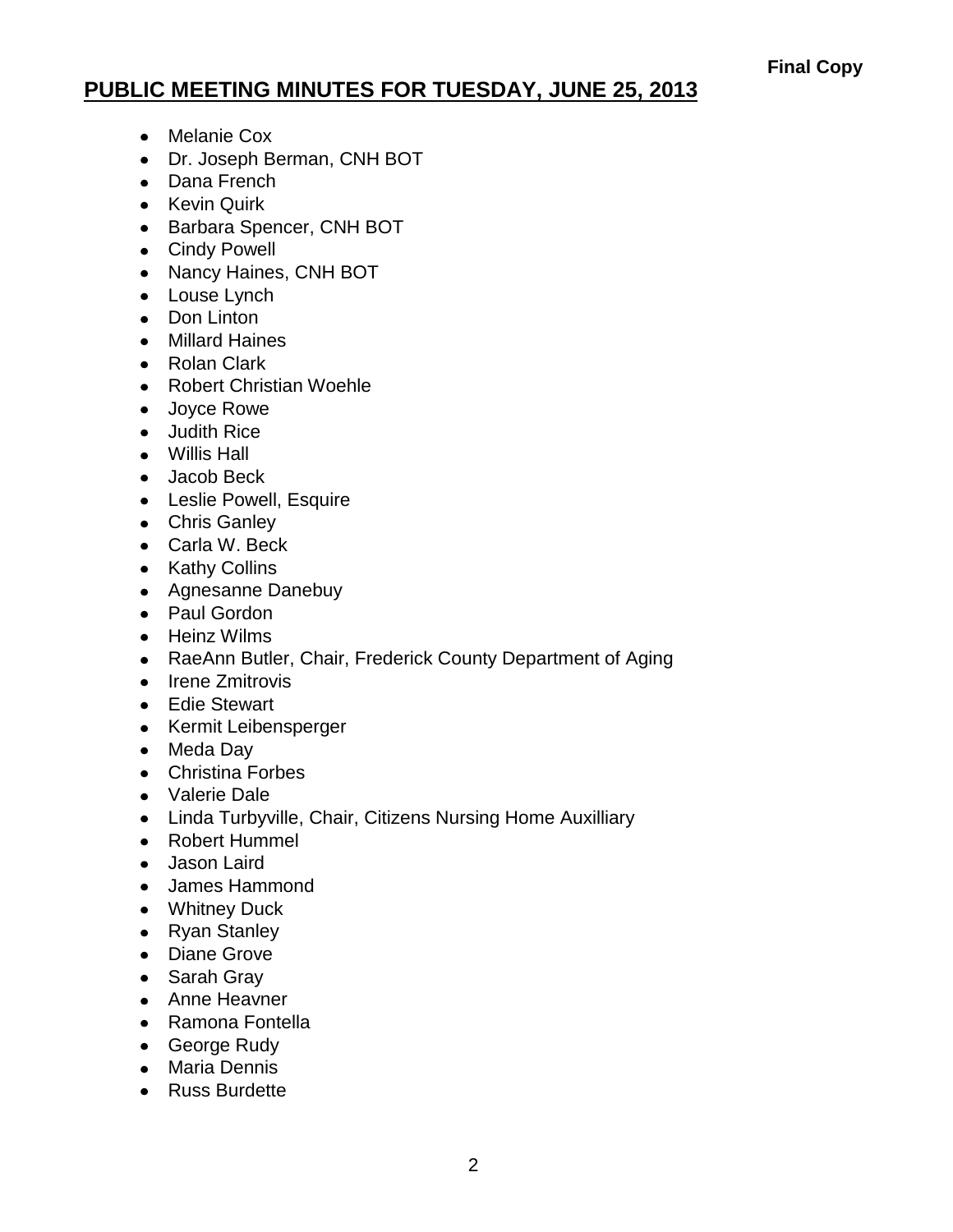**Final Copy**

## PUBLIC MEETING MINUTES FOR TUESDAY, JUNE 25, 2013

- Melanie Cox
- Dr. Joseph Berman, CNH BOT
- Dana French
- Kevin Quirk
- Barbara Spencer, CNH BOT
- Cindy Powell
- Nancy Haines, CNH BOT
- Louse Lynch
- Don Linton
- Millard Haines
- Rolan Clark
- Robert Christian Woehle
- Joyce Rowe
- Judith Rice
- Willis Hall
- Jacob Beck
- Leslie Powell, Esquire
- Chris Ganley
- Carla W. Beck
- Kathy Collins
- Agnesanne Danebuy
- Paul Gordon
- Heinz Wilms
- RaeAnn Butler, Chair, Frederick County Department of Aging
- Irene Zmitrovis
- Edie Stewart
- Kermit Leibensperger
- Meda Day
- Christina Forbes
- Valerie Dale
- Linda Turbyville, Chair, Citizens Nursing Home Auxilliary
- Robert Hummel
- Jason Laird
- James Hammond
- Whitney Duck
- Ryan Stanley
- Diane Grove
- Sarah Gray
- Anne Heavner
- Ramona Fontella
- George Rudy
- Maria Dennis
- Russ Burdette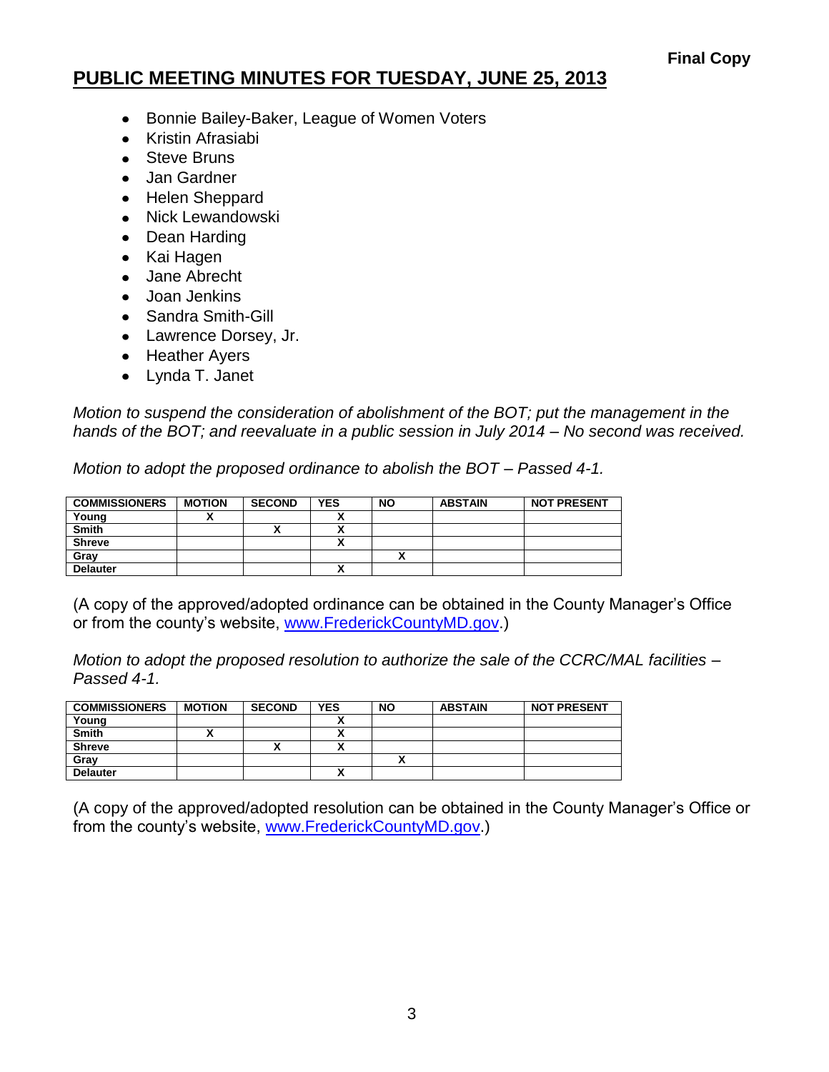**Final Copy**

# PUBLIC MEETING MINUTES FOR TUESDAY, JUNE 25, 2013

- Bonnie Bailey-Baker, League of Women Voters
- Kristin Afrasiabi
- Steve Bruns
- Jan Gardner
- Helen Sheppard
- Nick Lewandowski
- Dean Harding
- Kai Hagen
- Jane Abrecht
- Joan Jenkins
- Sandra Smith-Gill
- Lawrence Dorsey, Jr.
- Heather Ayers
- Lynda T. Janet

*Motion to suspend the consideration of abolishment of the BOT; put the management in the hands of the BOT; and reevaluate in a public session in July 2014 – No second was received.*

*Motion to adopt the proposed ordinance to abolish the BOT – Passed 4-1.*

| COMMISSIONERS | MOTION | SECOND | YES | NO | ABSTAIN | NOT PRESENT |
|---|---|---|---|---|---|---|
| Young | X | | X | | | |
| Smith | | X | X | | | |
| Shreve | | | X | | | |
| Gray | | | | X | | |
| Delauter | | | X | | | |

(A copy of the approved/adopted ordinance can be obtained in the County Manager's Office or from the county's website, www.FrederickCountyMD.gov.)

*Motion to adopt the proposed resolution to authorize the sale of the CCRC/MAL facilities – Passed 4-1.*

| COMMISSIONERS | MOTION | SECOND | YES | NO | ABSTAIN | NOT PRESENT |
|---|---|---|---|---|---|---|
| Young | | | X | | | |
| Smith | X | | X | | | |
| Shreve | | X | X | | | |
| Gray | | | | X | | |
| Delauter | | | X | | | |

(A copy of the approved/adopted resolution can be obtained in the County Manager's Office or from the county's website, www.FrederickCountyMD.gov.)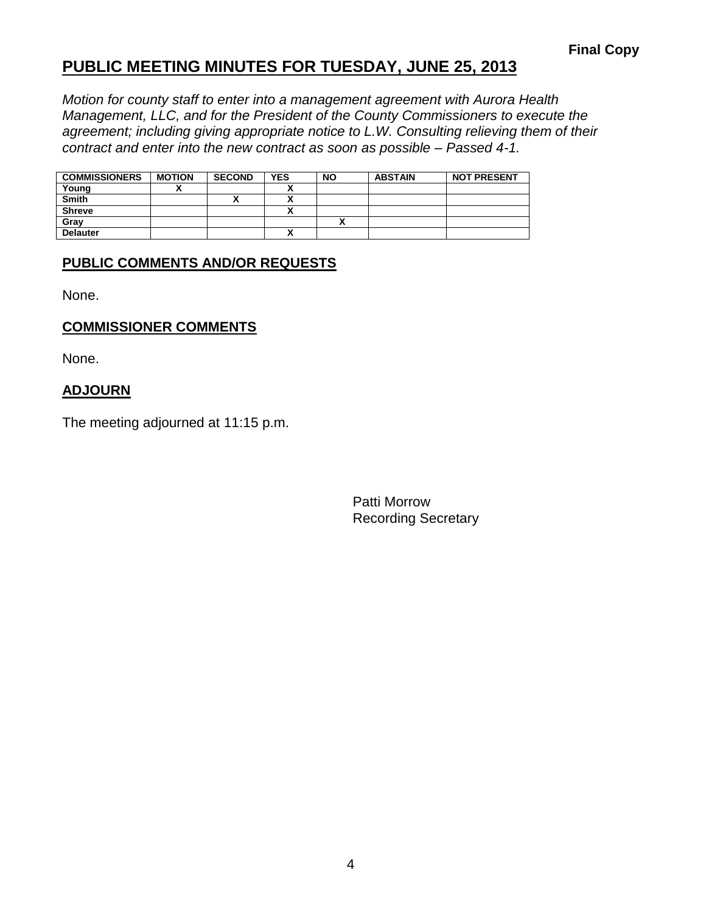**Final Copy**

# PUBLIC MEETING MINUTES FOR TUESDAY, JUNE 25, 2013

*Motion for county staff to enter into a management agreement with Aurora Health Management, LLC, and for the President of the County Commissioners to execute the agreement; including giving appropriate notice to L.W. Consulting relieving them of their contract and enter into the new contract as soon as possible – Passed 4-1.*

| COMMISSIONERS | MOTION | SECOND | YES | NO | ABSTAIN | NOT PRESENT |
|---|---|---|---|---|---|---|
| Young | X | | X | | | |
| Smith | | X | X | | | |
| Shreve | | | X | | | |
| Gray | | | | X | | |
| Delauter | | | X | | | |

## PUBLIC COMMENTS AND/OR REQUESTS

None.

## COMMISSIONER COMMENTS

None.

## ADJOURN

The meeting adjourned at 11:15 p.m.

Patti Morrow
Recording Secretary